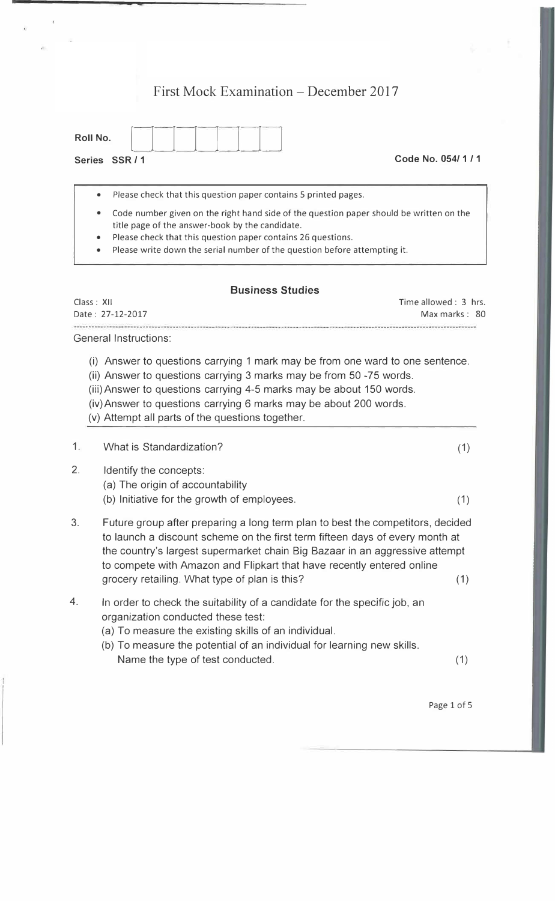# First Mock Examination – December 2017

**Roll No.** | | | | | | | |

**Series SSR / 1** **Code No. 054/ 1 / 1**

- Please check that this question paper contains 5 printed pages.
- Code number given on the right hand side of the question paper should be written on the title page of the answer-book by the candidate.
- Please check that this question paper contains 26 questions.
- Please write down the serial number of the question before attempting it.

## Business Studies

Class : XII Time allowed : 3 hrs.

Date : 27-12-2017 Max marks : 80

General Instructions:

(i) Answer to questions carrying 1 mark may be from one ward to one sentence.
(ii) Answer to questions carrying 3 marks may be from 50 -75 words.
(iii) Answer to questions carrying 4-5 marks may be about 150 words.
(iv) Answer to questions carrying 6 marks may be about 200 words.
(v) Attempt all parts of the questions together.

1. What is Standardization? (1)

2. Identify the concepts:
   (a) The origin of accountability
   (b) Initiative for the growth of employees. (1)

3. Future group after preparing a long term plan to best the competitors, decided to launch a discount scheme on the first term fifteen days of every month at the country's largest supermarket chain Big Bazaar in an aggressive attempt to compete with Amazon and Flipkart that have recently entered online grocery retailing. What type of plan is this? (1)

4. In order to check the suitability of a candidate for the specific job, an organization conducted these test:
   (a) To measure the existing skills of an individual.
   (b) To measure the potential of an individual for learning new skills.
   Name the type of test conducted. (1)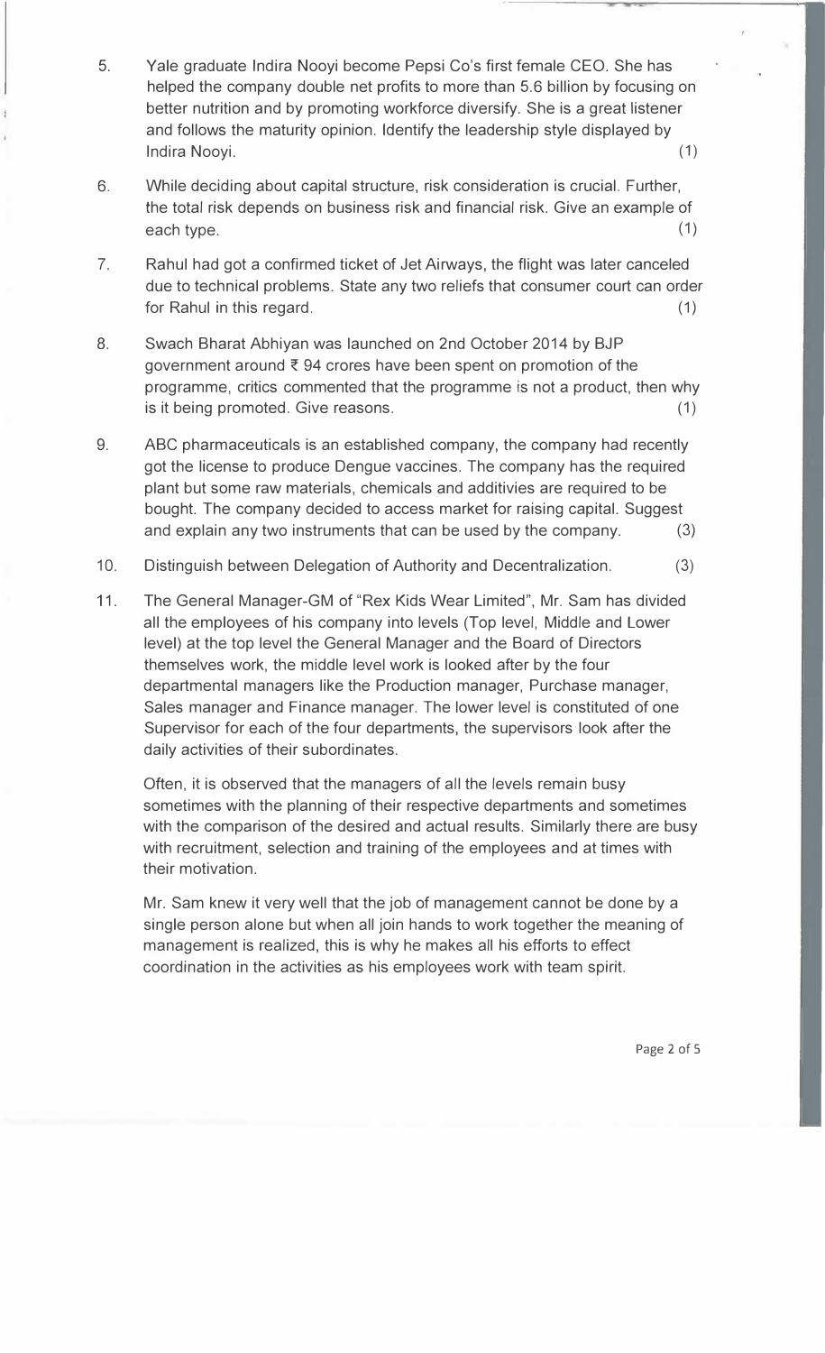5. Yale graduate Indira Nooyi become Pepsi Co's first female CEO. She has helped the company double net profits to more than 5.6 billion by focusing on better nutrition and by promoting workforce diversify. She is a great listener and follows the maturity opinion. Identify the leadership style displayed by Indira Nooyi. (1)

6. While deciding about capital structure, risk consideration is crucial. Further, the total risk depends on business risk and financial risk. Give an example of each type. (1)

7. Rahul had got a confirmed ticket of Jet Airways, the flight was later canceled due to technical problems. State any two reliefs that consumer court can order for Rahul in this regard. (1)

8. Swach Bharat Abhiyan was launched on 2nd October 2014 by BJP government around ₹ 94 crores have been spent on promotion of the programme, critics commented that the programme is not a product, then why is it being promoted. Give reasons. (1)

9. ABC pharmaceuticals is an established company, the company had recently got the license to produce Dengue vaccines. The company has the required plant but some raw materials, chemicals and additivies are required to be bought. The company decided to access market for raising capital. Suggest and explain any two instruments that can be used by the company. (3)

10. Distinguish between Delegation of Authority and Decentralization. (3)

11. The General Manager-GM of "Rex Kids Wear Limited", Mr. Sam has divided all the employees of his company into levels (Top level, Middle and Lower level) at the top level the General Manager and the Board of Directors themselves work, the middle level work is looked after by the four departmental managers like the Production manager, Purchase manager, Sales manager and Finance manager. The lower level is constituted of one Supervisor for each of the four departments, the supervisors look after the daily activities of their subordinates.

    Often, it is observed that the managers of all the levels remain busy sometimes with the planning of their respective departments and sometimes with the comparison of the desired and actual results. Similarly there are busy with recruitment, selection and training of the employees and at times with their motivation.

    Mr. Sam knew it very well that the job of management cannot be done by a single person alone but when all join hands to work together the meaning of management is realized, this is why he makes all his efforts to effect coordination in the activities as his employees work with team spirit.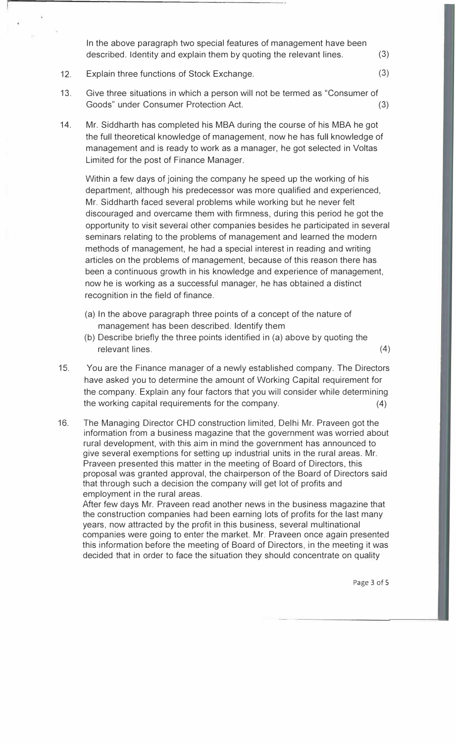In the above paragraph two special features of management have been described. Identity and explain them by quoting the relevant lines. (3)

12. Explain three functions of Stock Exchange. (3)

13. Give three situations in which a person will not be termed as "Consumer of Goods" under Consumer Protection Act. (3)

14. Mr. Siddharth has completed his MBA during the course of his MBA he got the full theoretical knowledge of management, now he has full knowledge of management and is ready to work as a manager, he got selected in Voltas Limited for the post of Finance Manager.

    Within a few days of joining the company he speed up the working of his department, although his predecessor was more qualified and experienced, Mr. Siddharth faced several problems while working but he never felt discouraged and overcame them with firmness, during this period he got the opportunity to visit several other companies besides he participated in several seminars relating to the problems of management and learned the modern methods of management, he had a special interest in reading and writing articles on the problems of management, because of this reason there has been a continuous growth in his knowledge and experience of management, now he is working as a successful manager, he has obtained a distinct recognition in the field of finance.

    (a) In the above paragraph three points of a concept of the nature of management has been described. Identify them
    (b) Describe briefly the three points identified in (a) above by quoting the relevant lines. (4)

15. You are the Finance manager of a newly established company. The Directors have asked you to determine the amount of Working Capital requirement for the company. Explain any four factors that you will consider while determining the working capital requirements for the company. (4)

16. The Managing Director CHD construction limited, Delhi Mr. Praveen got the information from a business magazine that the government was worried about rural development, with this aim in mind the government has announced to give several exemptions for setting up industrial units in the rural areas. Mr. Praveen presented this matter in the meeting of Board of Directors, this proposal was granted approval, the chairperson of the Board of Directors said that through such a decision the company will get lot of profits and employment in the rural areas.
    After few days Mr. Praveen read another news in the business magazine that the construction companies had been earning lots of profits for the last many years, now attracted by the profit in this business, several multinational companies were going to enter the market. Mr. Praveen once again presented this information before the meeting of Board of Directors, in the meeting it was decided that in order to face the situation they should concentrate on quality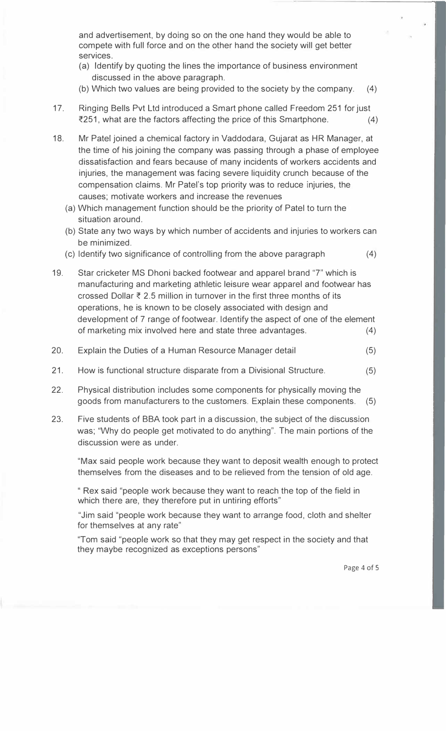and advertisement, by doing so on the one hand they would be able to compete with full force and on the other hand the society will get better services.

(a) Identify by quoting the lines the importance of business environment discussed in the above paragraph.

(b) Which two values are being provided to the society by the company. (4)

17. Ringing Bells Pvt Ltd introduced a Smart phone called Freedom 251 for just ₹251, what are the factors affecting the price of this Smartphone. (4)

18. Mr Patel joined a chemical factory in Vaddodara, Gujarat as HR Manager, at the time of his joining the company was passing through a phase of employee dissatisfaction and fears because of many incidents of workers accidents and injuries, the management was facing severe liquidity crunch because of the compensation claims. Mr Patel's top priority was to reduce injuries, the causes; motivate workers and increase the revenues

    (a) Which management function should be the priority of Patel to turn the situation around.

    (b) State any two ways by which number of accidents and injuries to workers can be minimized.

    (c) Identify two significance of controlling from the above paragraph (4)

19. Star cricketer MS Dhoni backed footwear and apparel brand "7" which is manufacturing and marketing athletic leisure wear apparel and footwear has crossed Dollar ₹ 2.5 million in turnover in the first three months of its operations, he is known to be closely associated with design and development of 7 range of footwear. Identify the aspect of one of the element of marketing mix involved here and state three advantages. (4)

20. Explain the Duties of a Human Resource Manager detail (5)

21. How is functional structure disparate from a Divisional Structure. (5)

22. Physical distribution includes some components for physically moving the goods from manufacturers to the customers. Explain these components. (5)

23. Five students of BBA took part in a discussion, the subject of the discussion was; "Why do people get motivated to do anything". The main portions of the discussion were as under.

    "Max said people work because they want to deposit wealth enough to protect themselves from the diseases and to be relieved from the tension of old age.

    " Rex said "people work because they want to reach the top of the field in which there are, they therefore put in untiring efforts"

    "Jim said "people work because they want to arrange food, cloth and shelter for themselves at any rate"

    "Tom said "people work so that they may get respect in the society and that they maybe recognized as exceptions persons"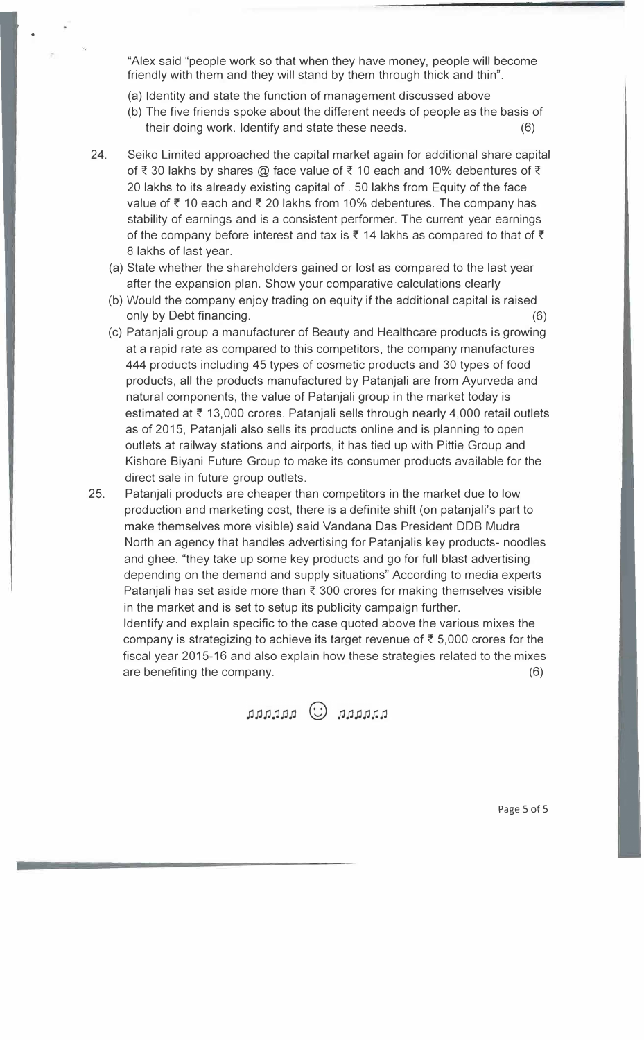"Alex said "people work so that when they have money, people will become friendly with them and they will stand by them through thick and thin".

(a) Identity and state the function of management discussed above

(b) The five friends spoke about the different needs of people as the basis of their doing work. Identify and state these needs. (6)

24. Seiko Limited approached the capital market again for additional share capital of ₹ 30 lakhs by shares @ face value of ₹ 10 each and 10% debentures of ₹ 20 lakhs to its already existing capital of . 50 lakhs from Equity of the face value of ₹ 10 each and ₹ 20 lakhs from 10% debentures. The company has stability of earnings and is a consistent performer. The current year earnings of the company before interest and tax is ₹ 14 lakhs as compared to that of ₹ 8 lakhs of last year.

(a) State whether the shareholders gained or lost as compared to the last year after the expansion plan. Show your comparative calculations clearly

(b) Would the company enjoy trading on equity if the additional capital is raised only by Debt financing. (6)

(c) Patanjali group a manufacturer of Beauty and Healthcare products is growing at a rapid rate as compared to this competitors, the company manufactures 444 products including 45 types of cosmetic products and 30 types of food products, all the products manufactured by Patanjali are from Ayurveda and natural components, the value of Patanjali group in the market today is estimated at ₹ 13,000 crores. Patanjali sells through nearly 4,000 retail outlets as of 2015, Patanjali also sells its products online and is planning to open outlets at railway stations and airports, it has tied up with Pittie Group and Kishore Biyani Future Group to make its consumer products available for the direct sale in future group outlets.

25. Patanjali products are cheaper than competitors in the market due to low production and marketing cost, there is a definite shift (on patanjali's part to make themselves more visible) said Vandana Das President DDB Mudra North an agency that handles advertising for Patanjalis key products- noodles and ghee. "they take up some key products and go for full blast advertising depending on the demand and supply situations" According to media experts Patanjali has set aside more than ₹ 300 crores for making themselves visible in the market and is set to setup its publicity campaign further.

Identify and explain specific to the case quoted above the various mixes the company is strategizing to achieve its target revenue of ₹ 5,000 crores for the fiscal year 2015-16 and also explain how these strategies related to the mixes are benefiting the company. (6)

♫♫♫♫♫♫ ☺ ♫♫♫♫♫♫